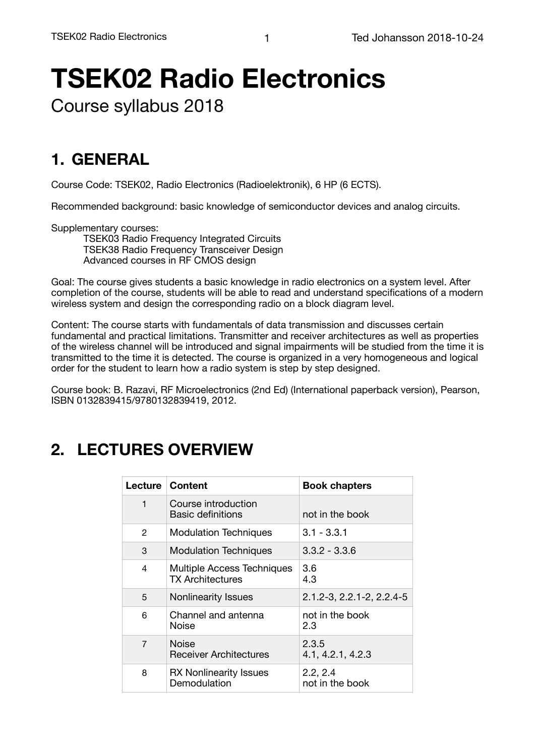# TSEK02 Radio Electronics

Course syllabus 2018

## 1. GENERAL

Course Code: TSEK02, Radio Electronics (Radioelektronik), 6 HP (6 ECTS).

Recommended background: basic knowledge of semiconductor devices and analog circuits.

Supplementary courses:

- TSEK03 Radio Frequency Integrated Circuits
- TSEK38 Radio Frequency Transceiver Design
- Advanced courses in RF CMOS design

Goal: The course gives students a basic knowledge in radio electronics on a system level. After completion of the course, students will be able to read and understand specifications of a modern wireless system and design the corresponding radio on a block diagram level.

Content: The course starts with fundamentals of data transmission and discusses certain fundamental and practical limitations. Transmitter and receiver architectures as well as properties of the wireless channel will be introduced and signal impairments will be studied from the time it is transmitted to the time it is detected. The course is organized in a very homogeneous and logical order for the student to learn how a radio system is step by step designed.

Course book: B. Razavi, RF Microelectronics (2nd Ed) (International paperback version), Pearson, ISBN 0132839415/9780132839419, 2012.

## 2. LECTURES OVERVIEW

| Lecture | Content | Book chapters |
|---|---|---|
| 1 | Course introduction<br>Basic definitions | not in the book |
| 2 | Modulation Techniques | 3.1 - 3.3.1 |
| 3 | Modulation Techniques | 3.3.2 - 3.3.6 |
| 4 | Multiple Access Techniques<br>TX Architectures | 3.6<br>4.3 |
| 5 | Nonlinearity Issues | 2.1.2-3, 2.2.1-2, 2.2.4-5 |
| 6 | Channel and antenna<br>Noise | not in the book<br>2.3 |
| 7 | Noise<br>Receiver Architectures | 2.3.5<br>4.1, 4.2.1, 4.2.3 |
| 8 | RX Nonlinearity Issues<br>Demodulation | 2.2, 2.4<br>not in the book |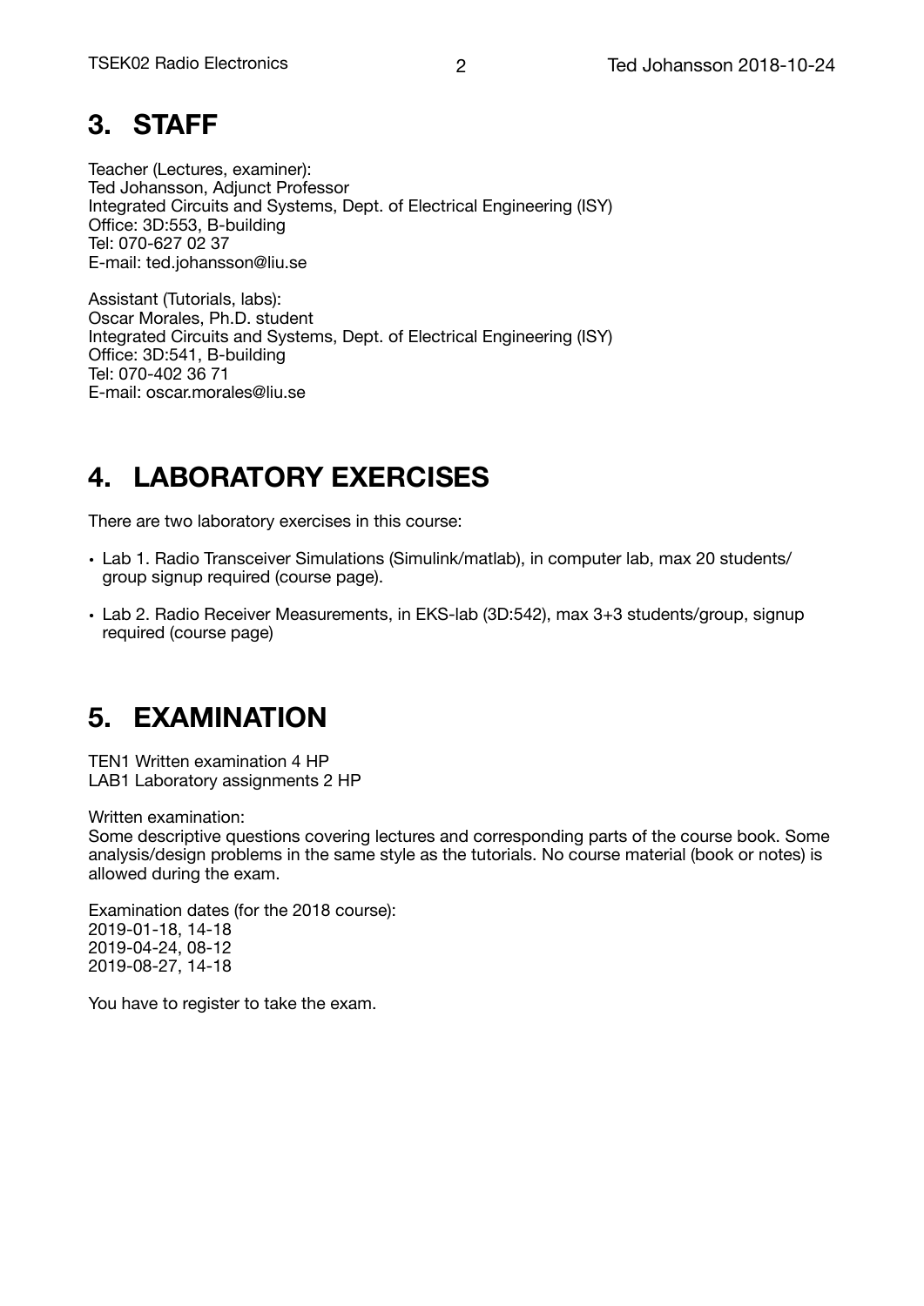## 3. STAFF

Teacher (Lectures, examiner):
Ted Johansson, Adjunct Professor
Integrated Circuits and Systems, Dept. of Electrical Engineering (ISY)
Office: 3D:553, B-building
Tel: 070-627 02 37
E-mail: ted.johansson@liu.se

Assistant (Tutorials, labs):
Oscar Morales, Ph.D. student
Integrated Circuits and Systems, Dept. of Electrical Engineering (ISY)
Office: 3D:541, B-building
Tel: 070-402 36 71
E-mail: oscar.morales@liu.se

## 4. LABORATORY EXERCISES

There are two laboratory exercises in this course:

- Lab 1. Radio Transceiver Simulations (Simulink/matlab), in computer lab, max 20 students/group signup required (course page).
- Lab 2. Radio Receiver Measurements, in EKS-lab (3D:542), max 3+3 students/group, signup required (course page)

## 5. EXAMINATION

TEN1 Written examination 4 HP
LAB1 Laboratory assignments 2 HP

Written examination:
Some descriptive questions covering lectures and corresponding parts of the course book. Some analysis/design problems in the same style as the tutorials. No course material (book or notes) is allowed during the exam.

Examination dates (for the 2018 course):
2019-01-18, 14-18
2019-04-24, 08-12
2019-08-27, 14-18

You have to register to take the exam.